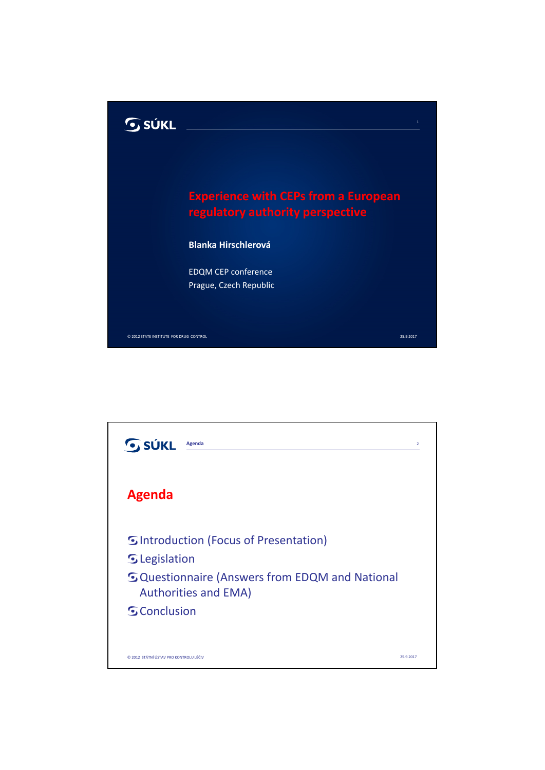# Experience with CEPs from a European regulatory authority perspective

**Blanka Hirschlerová**

EDQM CEP conference
Prague, Czech Republic

## Agenda

- Introduction (Focus of Presentation)
- Legislation
- Questionnaire (Answers from EDQM and National Authorities and EMA)
- Conclusion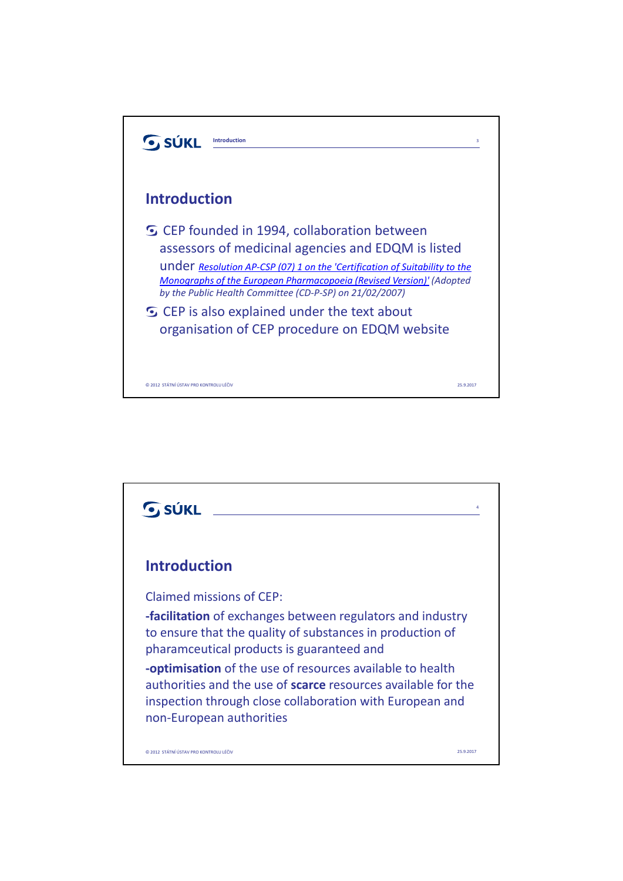## Introduction

- CEP founded in 1994, collaboration between assessors of medicinal agencies and EDQM is listed under *Resolution AP-CSP (07) 1 on the 'Certification of Suitability to the Monographs of the European Pharmacopoeia (Revised Version)'* *(Adopted by the Public Health Committee (CD-P-SP) on 21/02/2007)*
- CEP is also explained under the text about organisation of CEP procedure on EDQM website

## Introduction

Claimed missions of CEP:

-**facilitation** of exchanges between regulators and industry to ensure that the quality of substances in production of pharamceutical products is guaranteed and

-**optimisation** of the use of resources available to health authorities and the use of **scarce** resources available for the inspection through close collaboration with European and non-European authorities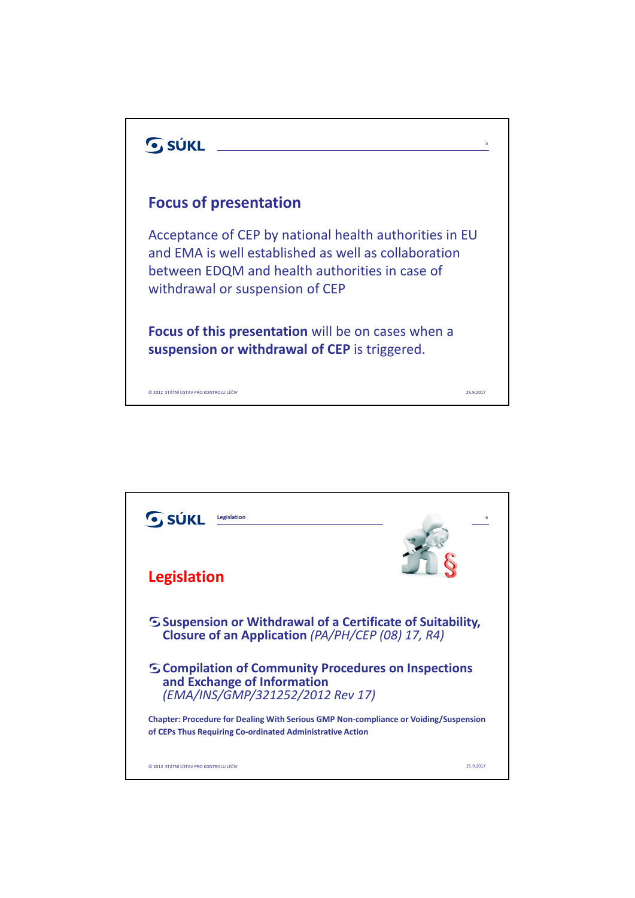## Focus of presentation

Acceptance of CEP by national health authorities in EU and EMA is well established as well as collaboration between EDQM and health authorities in case of withdrawal or suspension of CEP

**Focus of this presentation** will be on cases when a **suspension or withdrawal of CEP** is triggered.

## Legislation

- **Suspension or Withdrawal of a Certificate of Suitability, Closure of an Application** *(PA/PH/CEP (08) 17, R4)*
- **Compilation of Community Procedures on Inspections and Exchange of Information** *(EMA/INS/GMP/321252/2012 Rev 17)*

**Chapter: Procedure for Dealing With Serious GMP Non-compliance or Voiding/Suspension of CEPs Thus Requiring Co-ordinated Administrative Action**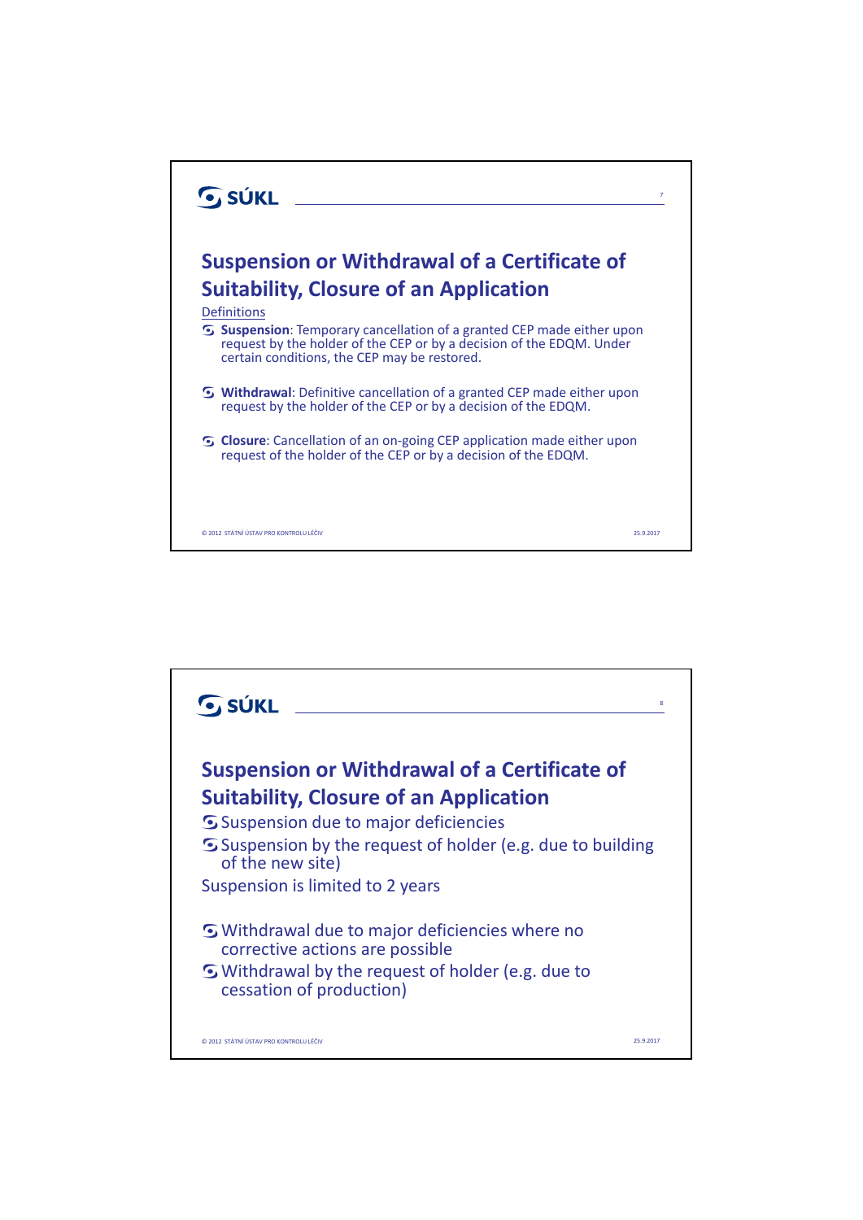## Suspension or Withdrawal of a Certificate of Suitability, Closure of an Application

Definitions

- **Suspension**: Temporary cancellation of a granted CEP made either upon request by the holder of the CEP or by a decision of the EDQM. Under certain conditions, the CEP may be restored.
- **Withdrawal**: Definitive cancellation of a granted CEP made either upon request by the holder of the CEP or by a decision of the EDQM.
- **Closure**: Cancellation of an on-going CEP application made either upon request of the holder of the CEP or by a decision of the EDQM.

## Suspension or Withdrawal of a Certificate of Suitability, Closure of an Application

- Suspension due to major deficiencies
- Suspension by the request of holder (e.g. due to building of the new site)

Suspension is limited to 2 years

- Withdrawal due to major deficiencies where no corrective actions are possible
- Withdrawal by the request of holder (e.g. due to cessation of production)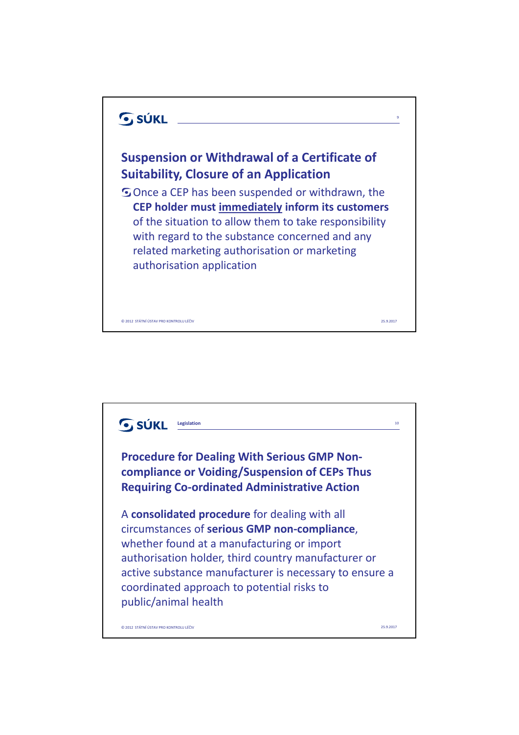## Suspension or Withdrawal of a Certificate of Suitability, Closure of an Application

- Once a CEP has been suspended or withdrawn, the **CEP holder must immediately inform its customers** of the situation to allow them to take responsibility with regard to the substance concerned and any related marketing authorisation or marketing authorisation application

## Procedure for Dealing With Serious GMP Non-compliance or Voiding/Suspension of CEPs Thus Requiring Co-ordinated Administrative Action

A **consolidated procedure** for dealing with all circumstances of **serious GMP non-compliance**, whether found at a manufacturing or import authorisation holder, third country manufacturer or active substance manufacturer is necessary to ensure a coordinated approach to potential risks to public/animal health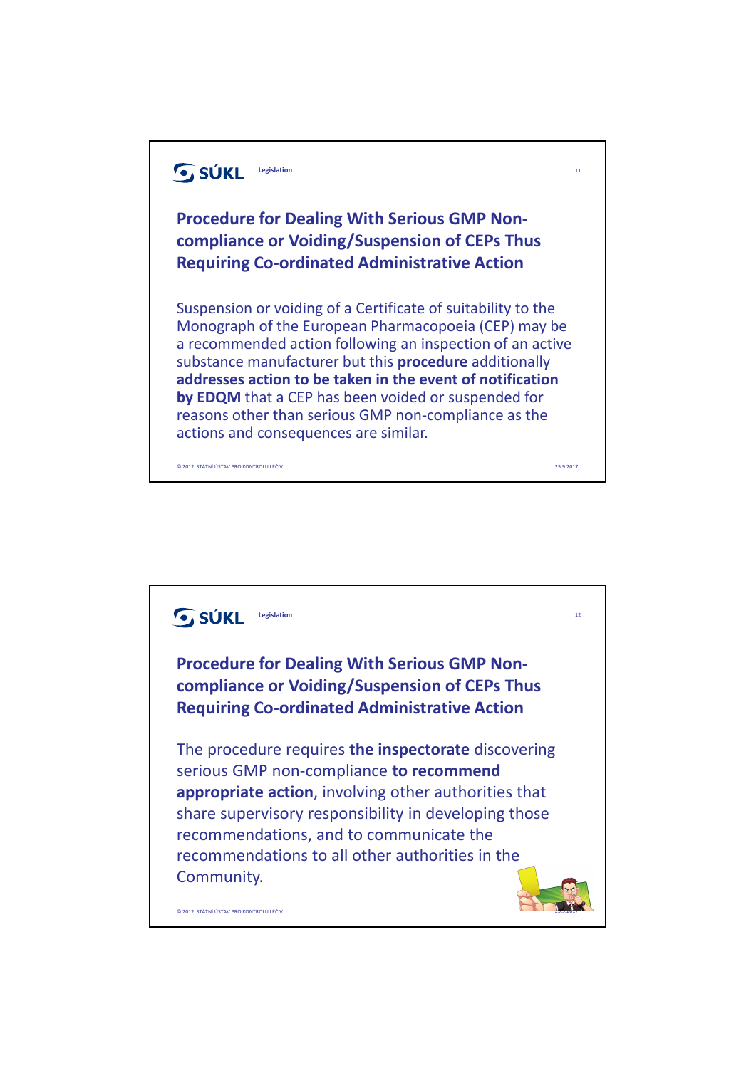## Procedure for Dealing With Serious GMP Non-compliance or Voiding/Suspension of CEPs Thus Requiring Co-ordinated Administrative Action

Suspension or voiding of a Certificate of suitability to the Monograph of the European Pharmacopoeia (CEP) may be a recommended action following an inspection of an active substance manufacturer but this **procedure** additionally **addresses action to be taken in the event of notification by EDQM** that a CEP has been voided or suspended for reasons other than serious GMP non-compliance as the actions and consequences are similar.

## Procedure for Dealing With Serious GMP Non-compliance or Voiding/Suspension of CEPs Thus Requiring Co-ordinated Administrative Action

The procedure requires **the inspectorate** discovering serious GMP non-compliance **to recommend appropriate action**, involving other authorities that share supervisory responsibility in developing those recommendations, and to communicate the recommendations to all other authorities in the Community.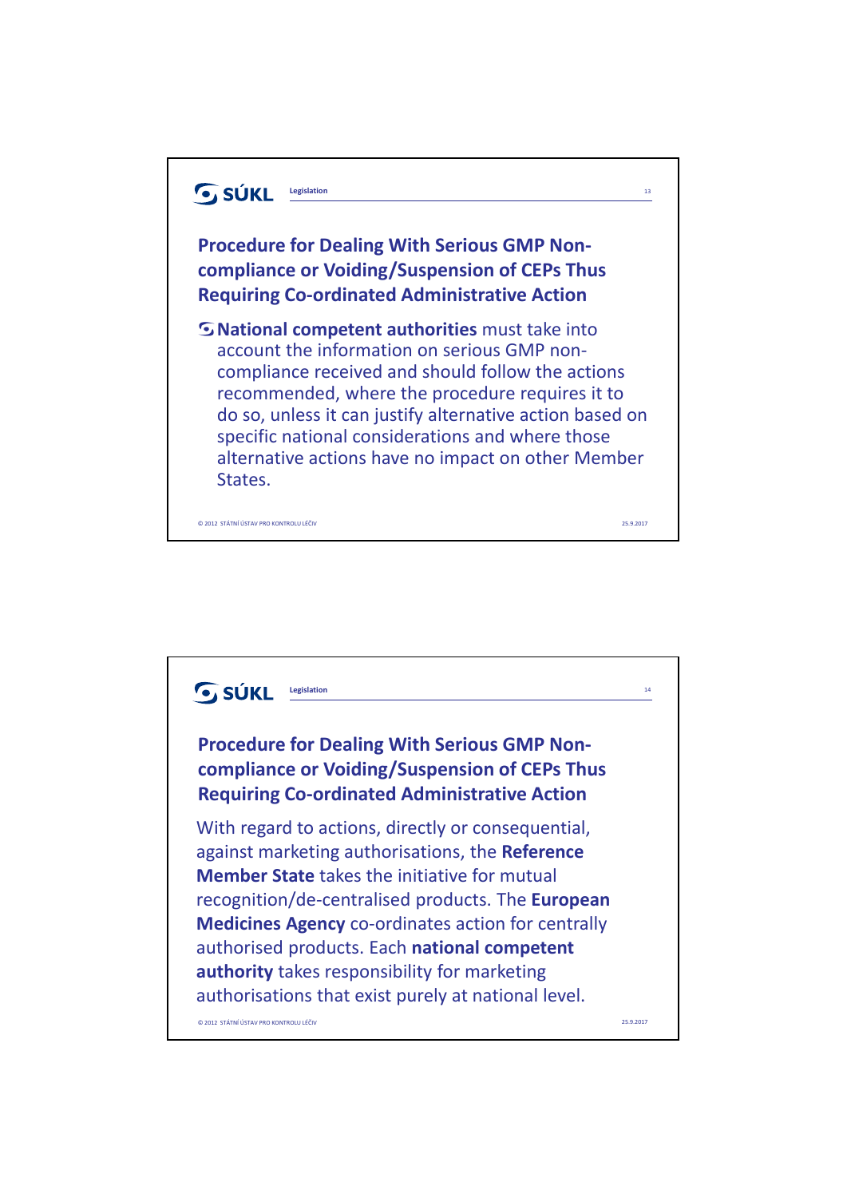## Procedure for Dealing With Serious GMP Non-compliance or Voiding/Suspension of CEPs Thus Requiring Co-ordinated Administrative Action

- **National competent authorities** must take into account the information on serious GMP non-compliance received and should follow the actions recommended, where the procedure requires it to do so, unless it can justify alternative action based on specific national considerations and where those alternative actions have no impact on other Member States.

## Procedure for Dealing With Serious GMP Non-compliance or Voiding/Suspension of CEPs Thus Requiring Co-ordinated Administrative Action

With regard to actions, directly or consequential, against marketing authorisations, the **Reference Member State** takes the initiative for mutual recognition/de-centralised products. The **European Medicines Agency** co-ordinates action for centrally authorised products. Each **national competent authority** takes responsibility for marketing authorisations that exist purely at national level.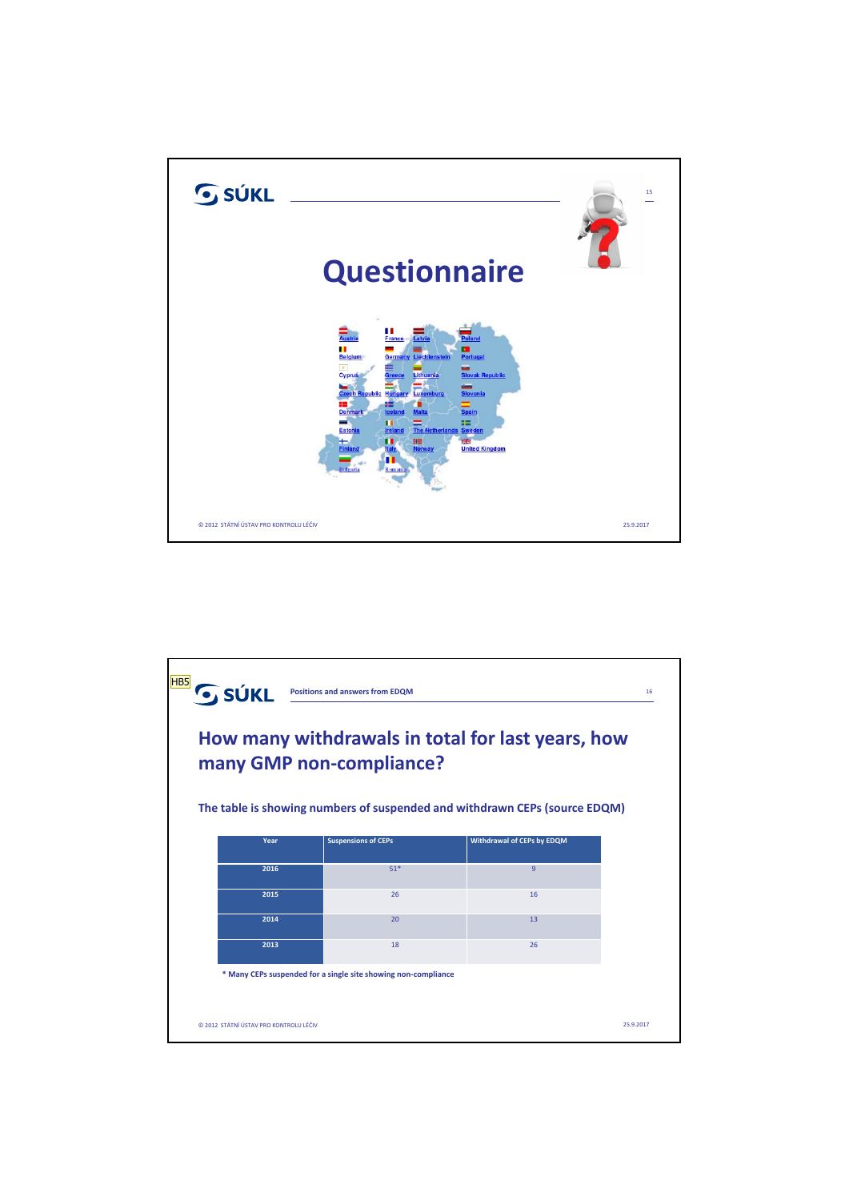# Questionnaire

Austria, France, Latvia, Poland, Belgium, Germany, Liechtenstein, Portugal, Cyprus, Greece, Lithuania, Slovak Republic, Czech Republic, Hungary, Luxemburg, Slovenia, Denmark, Iceland, Malta, Spain, Estonia, Ireland, The Netherlands, Sweden, Finland, Italy, Norway, United Kingdom, Bulgaria, Romania

© 2012 STÁTNÍ ÚSTAV PRO KONTROLU LÉČIV 25.9.2017

---

HB5

Positions and answers from EDQM

## How many withdrawals in total for last years, how many GMP non-compliance?

### The table is showing numbers of suspended and withdrawn CEPs (source EDQM)

| Year | Suspensions of CEPs | Withdrawal of CEPs by EDQM |
|---|---|---|
| 2016 | 51* | 9 |
| 2015 | 26 | 16 |
| 2014 | 20 | 13 |
| 2013 | 18 | 26 |

**\* Many CEPs suspended for a single site showing non-compliance**

© 2012 STÁTNÍ ÚSTAV PRO KONTROLU LÉČIV 25.9.2017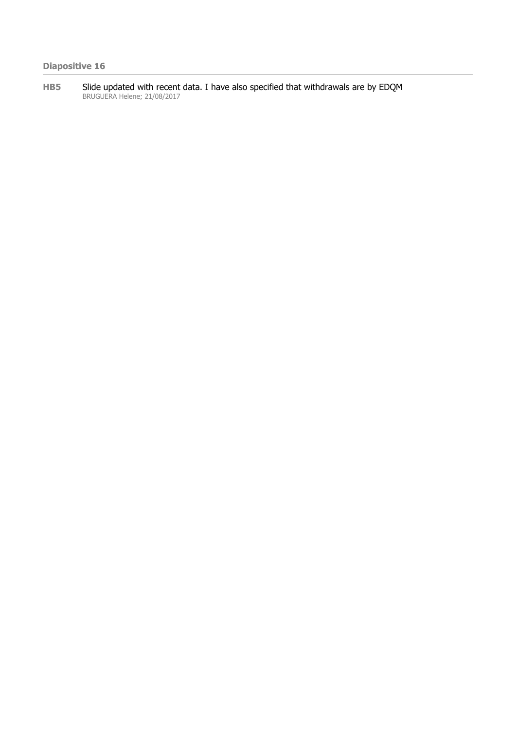**Diapositive 16**

---

**HB5** Slide updated with recent data. I have also specified that withdrawals are by EDQM
BRUGUERA Helene; 21/08/2017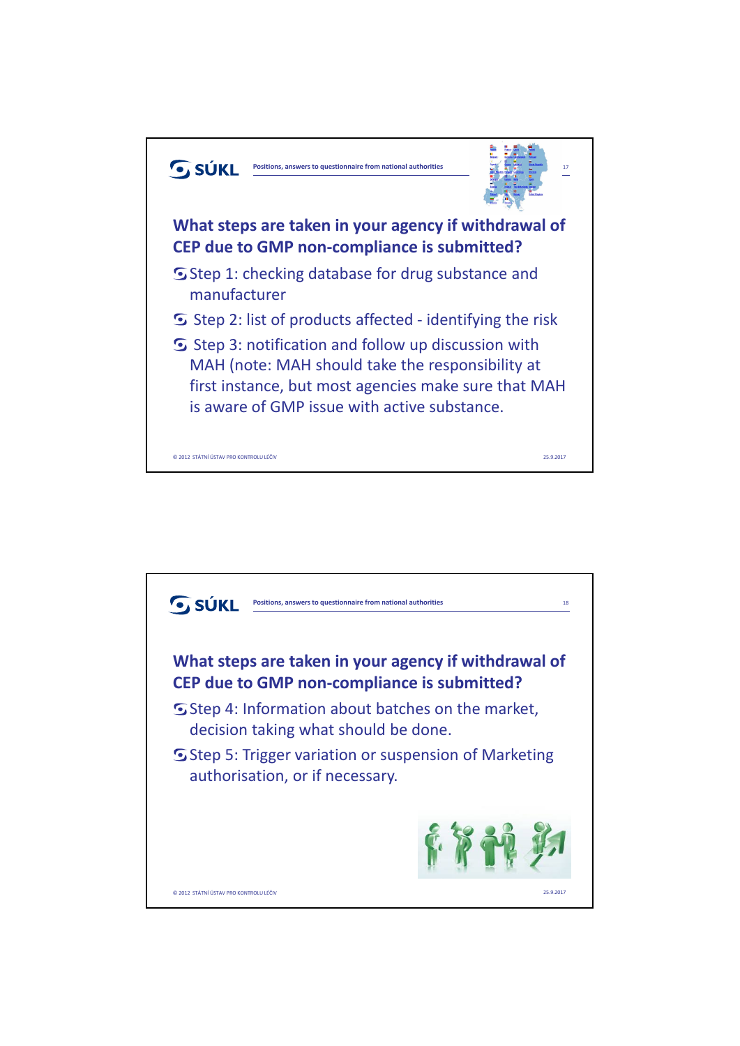## What steps are taken in your agency if withdrawal of CEP due to GMP non-compliance is submitted?

- Step 1: checking database for drug substance and manufacturer
- Step 2: list of products affected - identifying the risk
- Step 3: notification and follow up discussion with MAH (note: MAH should take the responsibility at first instance, but most agencies make sure that MAH is aware of GMP issue with active substance.

## What steps are taken in your agency if withdrawal of CEP due to GMP non-compliance is submitted?

- Step 4: Information about batches on the market, decision taking what should be done.
- Step 5: Trigger variation or suspension of Marketing authorisation, or if necessary.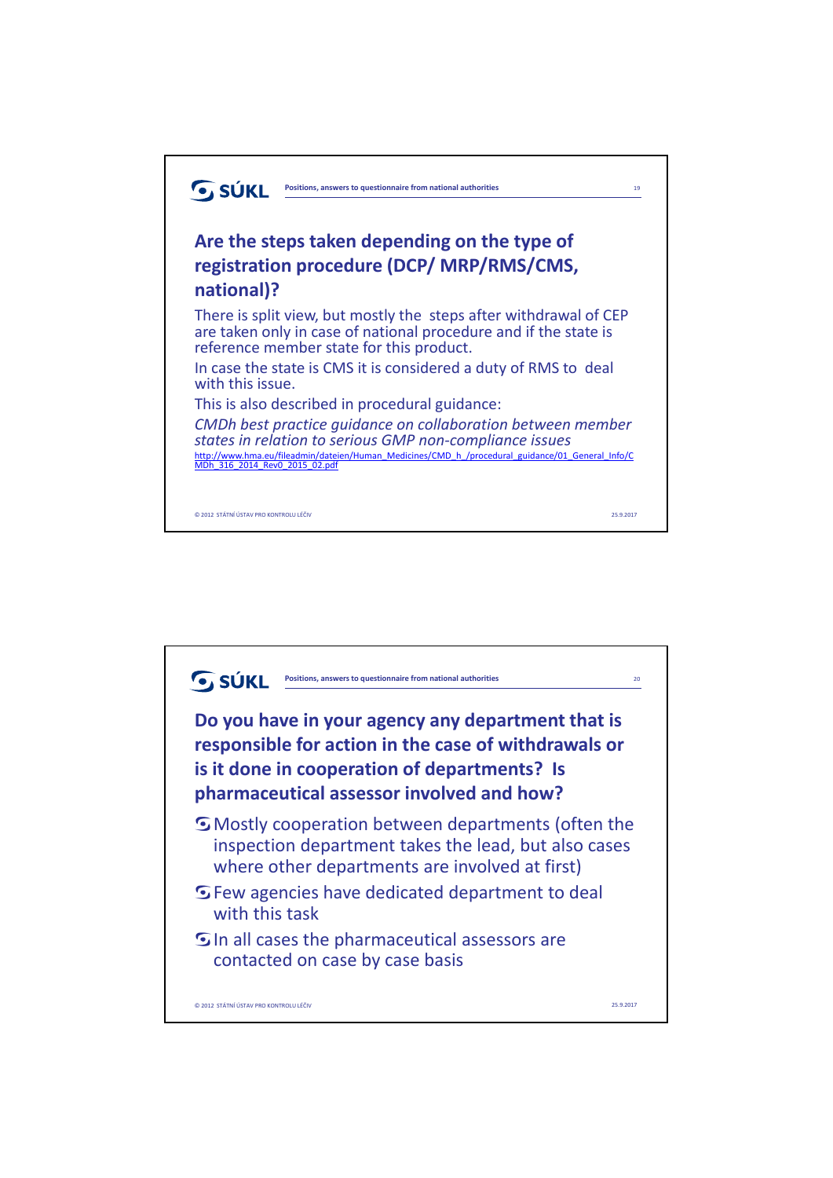## Are the steps taken depending on the type of registration procedure (DCP/ MRP/RMS/CMS, national)?

There is split view, but mostly the steps after withdrawal of CEP are taken only in case of national procedure and if the state is reference member state for this product.

In case the state is CMS it is considered a duty of RMS to deal with this issue.

This is also described in procedural guidance:

*CMDh best practice guidance on collaboration between member states in relation to serious GMP non-compliance issues*

http://www.hma.eu/fileadmin/dateien/Human_Medicines/CMD_h_/procedural_guidance/01_General_Info/CMDh_316_2014_Rev0_2015_02.pdf

## Do you have in your agency any department that is responsible for action in the case of withdrawals or is it done in cooperation of departments? Is pharmaceutical assessor involved and how?

- Mostly cooperation between departments (often the inspection department takes the lead, but also cases where other departments are involved at first)
- Few agencies have dedicated department to deal with this task
- In all cases the pharmaceutical assessors are contacted on case by case basis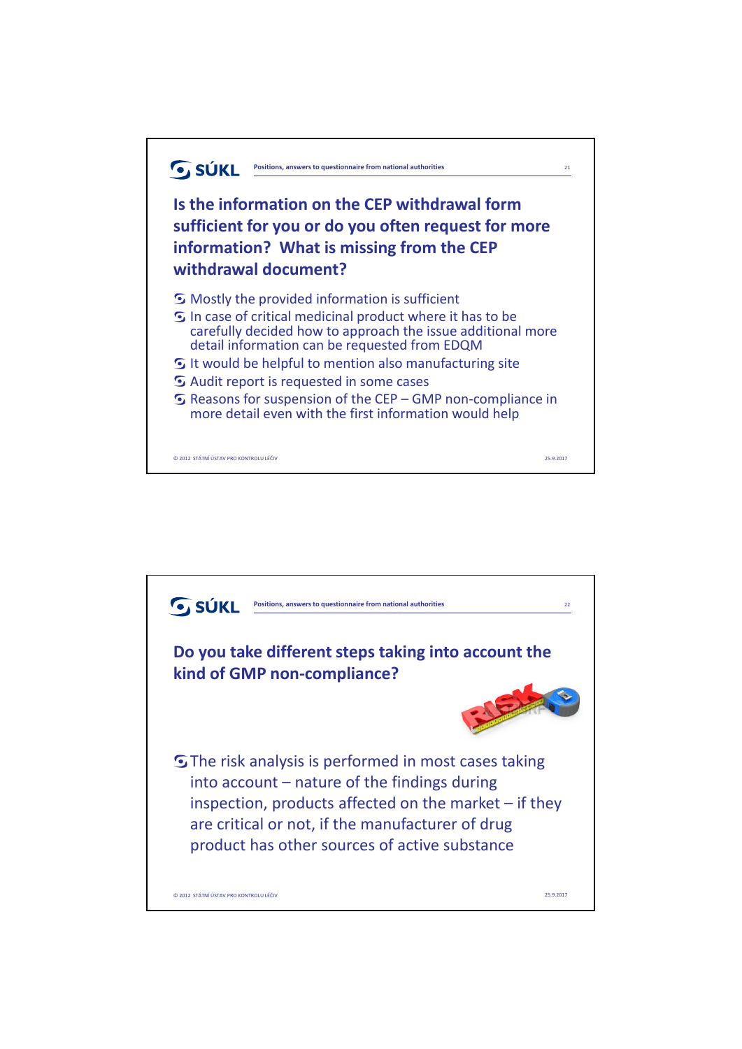## Is the information on the CEP withdrawal form sufficient for you or do you often request for more information? What is missing from the CEP withdrawal document?

- Mostly the provided information is sufficient
- In case of critical medicinal product where it has to be carefully decided how to approach the issue additional more detail information can be requested from EDQM
- It would be helpful to mention also manufacturing site
- Audit report is requested in some cases
- Reasons for suspension of the CEP – GMP non-compliance in more detail even with the first information would help

## Do you take different steps taking into account the kind of GMP non-compliance?

- The risk analysis is performed in most cases taking into account – nature of the findings during inspection, products affected on the market – if they are critical or not, if the manufacturer of drug product has other sources of active substance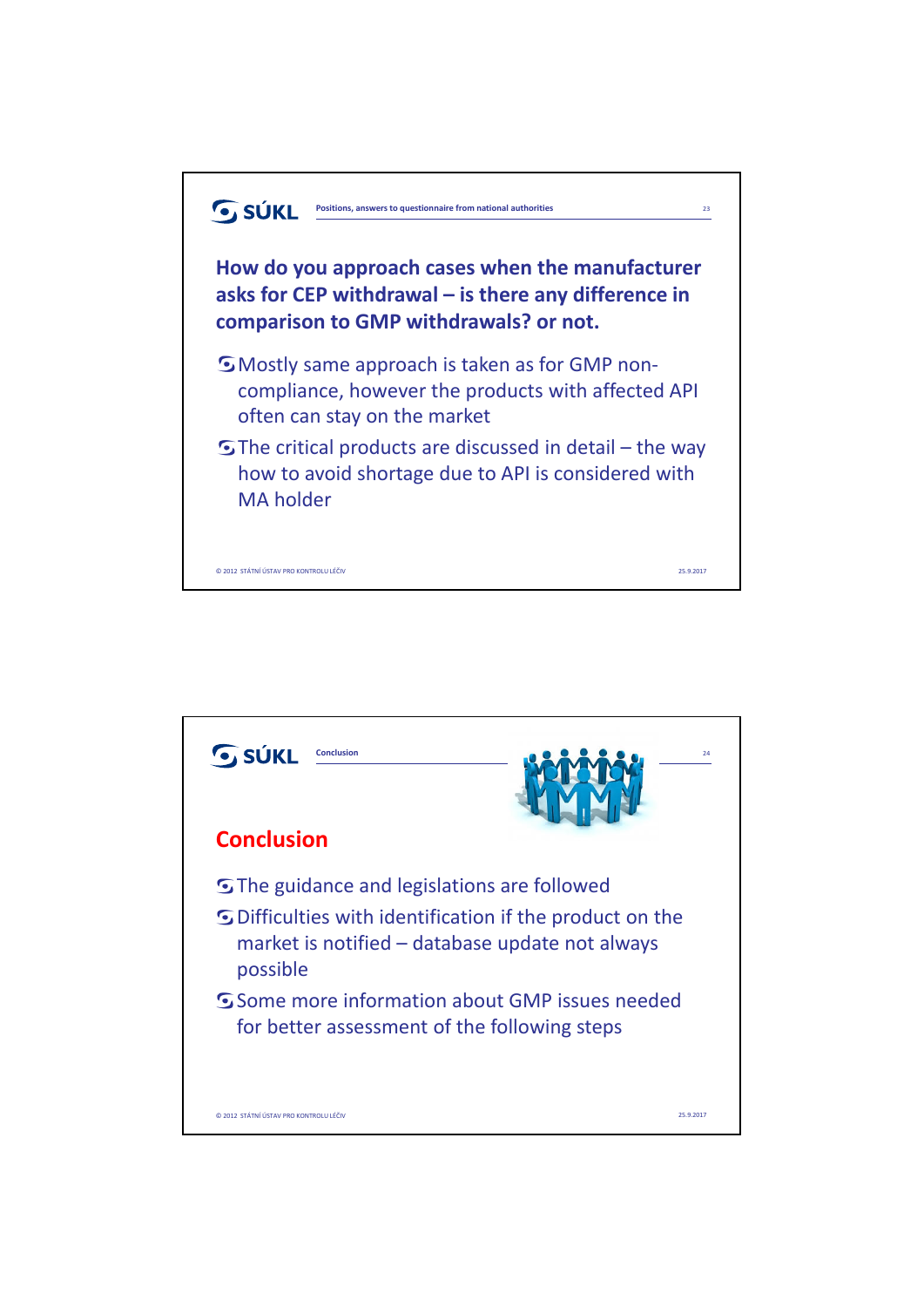Positions, answers to questionnaire from national authorities

## How do you approach cases when the manufacturer asks for CEP withdrawal – is there any difference in comparison to GMP withdrawals? or not.

- Mostly same approach is taken as for GMP non-compliance, however the products with affected API often can stay on the market
- The critical products are discussed in detail – the way how to avoid shortage due to API is considered with MA holder

## Conclusion

- The guidance and legislations are followed
- Difficulties with identification if the product on the market is notified – database update not always possible
- Some more information about GMP issues needed for better assessment of the following steps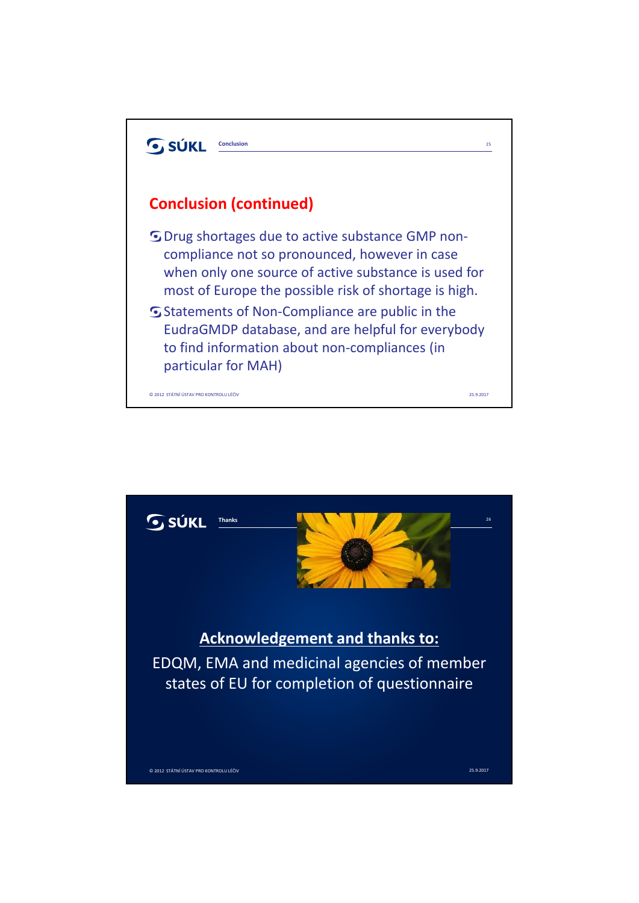## Conclusion (continued)

- Drug shortages due to active substance GMP non-compliance not so pronounced, however in case when only one source of active substance is used for most of Europe the possible risk of shortage is high.
- Statements of Non-Compliance are public in the EudraGMDP database, and are helpful for everybody to find information about non-compliances (in particular for MAH)

## Acknowledgement and thanks to:

EDQM, EMA and medicinal agencies of member states of EU for completion of questionnaire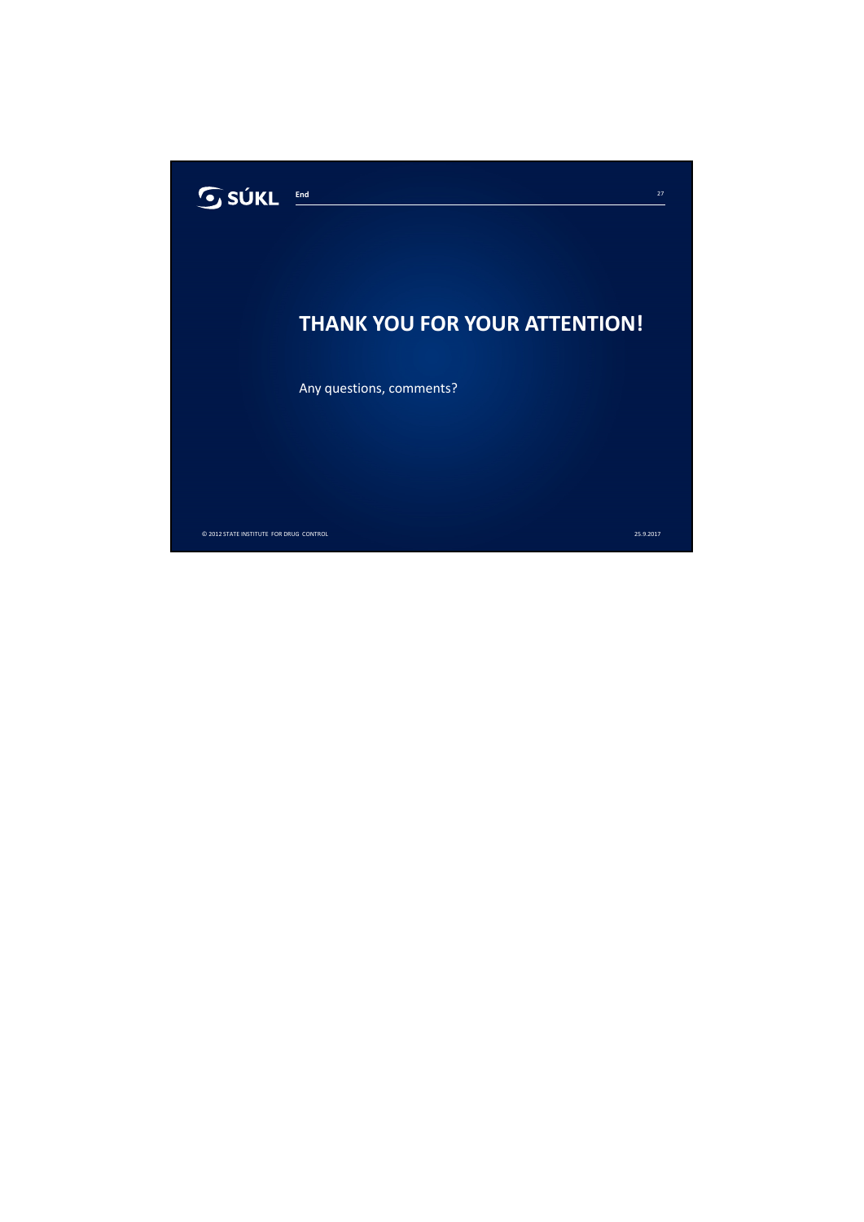# THANK YOU FOR YOUR ATTENTION!

Any questions, comments?